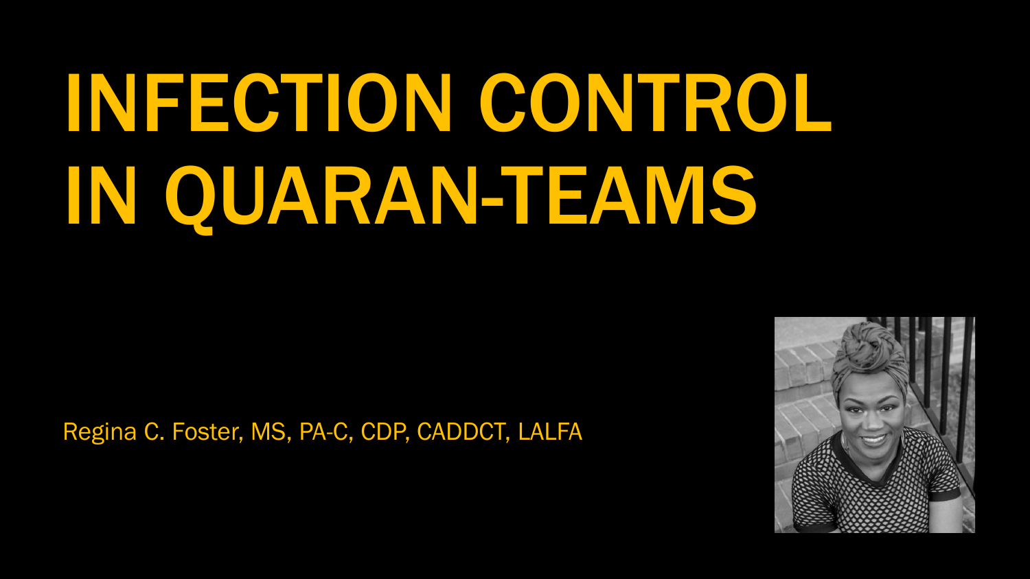# INFECTION CONTROL IN QUARAN-TEAMS

Regina C. Foster, MS, PA-C, CDP, CADDCT, LALFA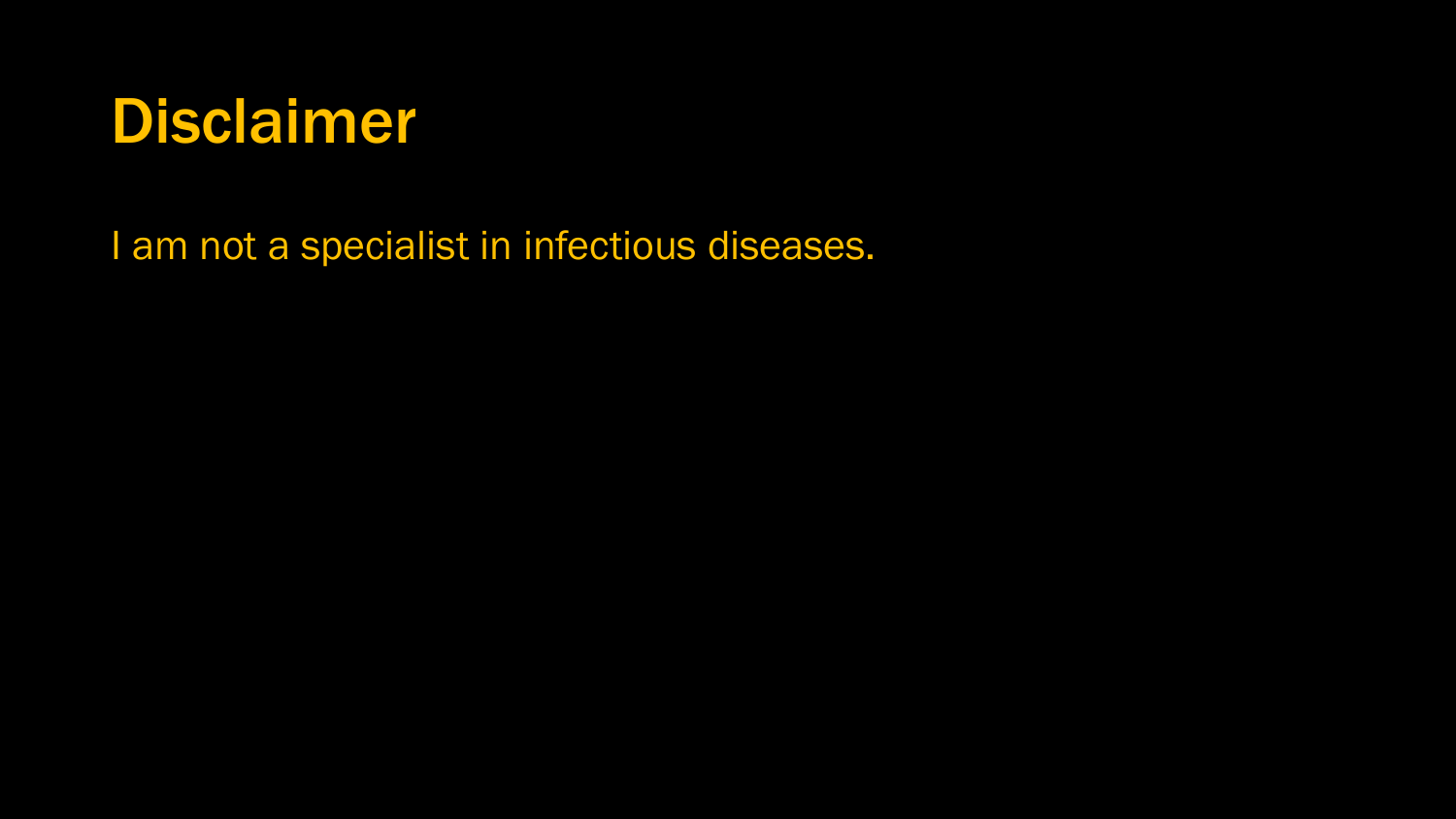# Disclaimer

I am not a specialist in infectious diseases.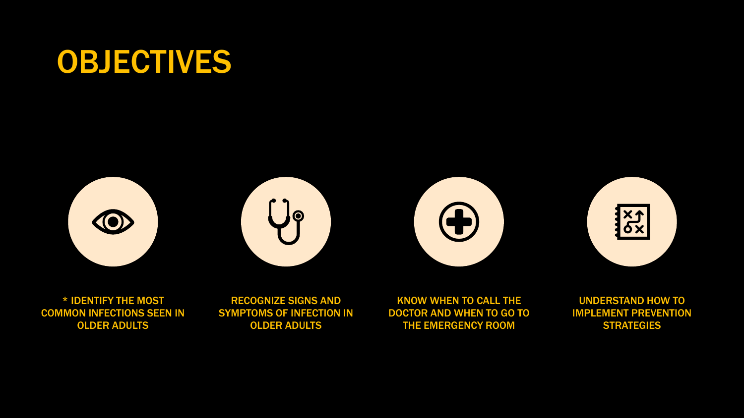# OBJECTIVES

* IDENTIFY THE MOST COMMON INFECTIONS SEEN IN OLDER ADULTS

RECOGNIZE SIGNS AND SYMPTOMS OF INFECTION IN OLDER ADULTS

KNOW WHEN TO CALL THE DOCTOR AND WHEN TO GO TO THE EMERGENCY ROOM

UNDERSTAND HOW TO IMPLEMENT PREVENTION STRATEGIES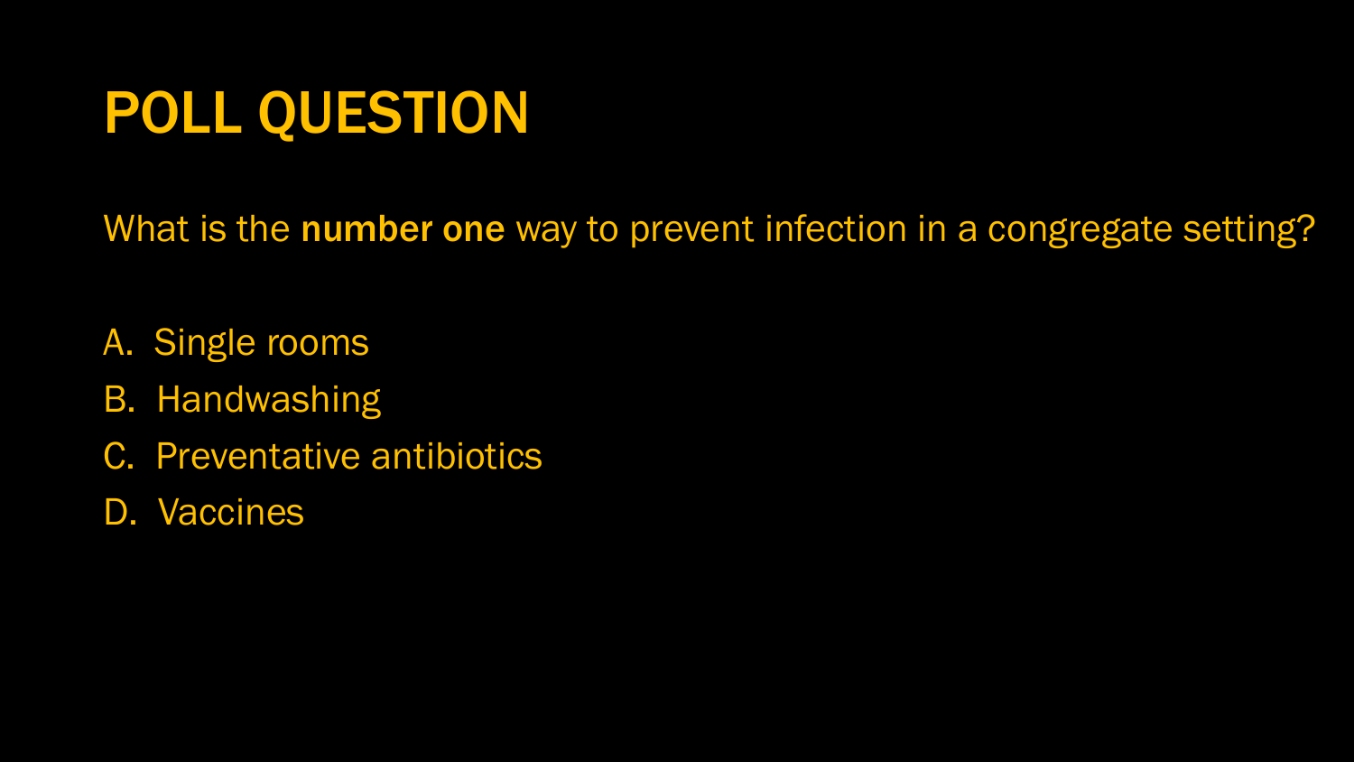# POLL QUESTION

What is the **number one** way to prevent infection in a congregate setting?

A. Single rooms
B. Handwashing
C. Preventative antibiotics
D. Vaccines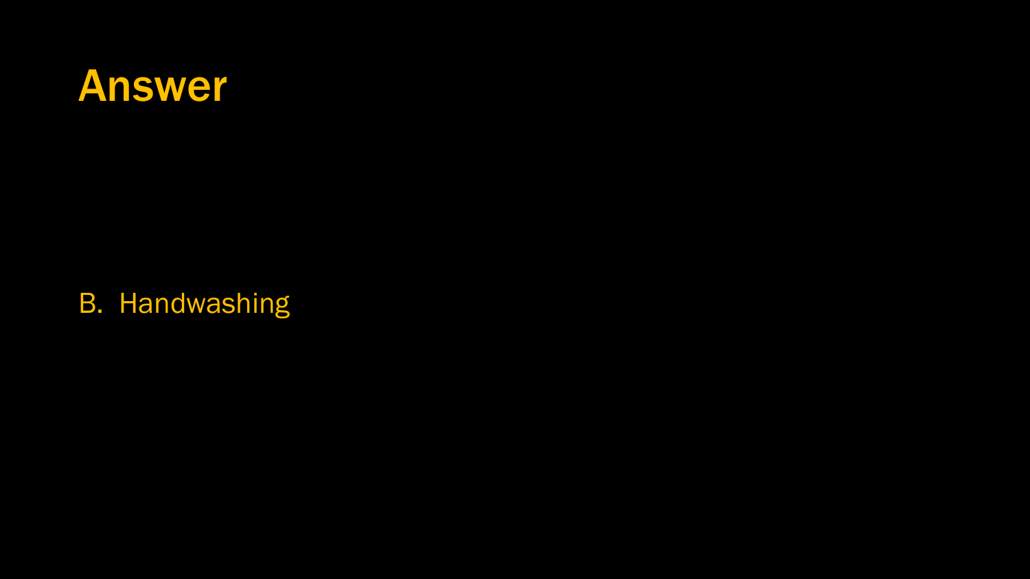# Answer

B. Handwashing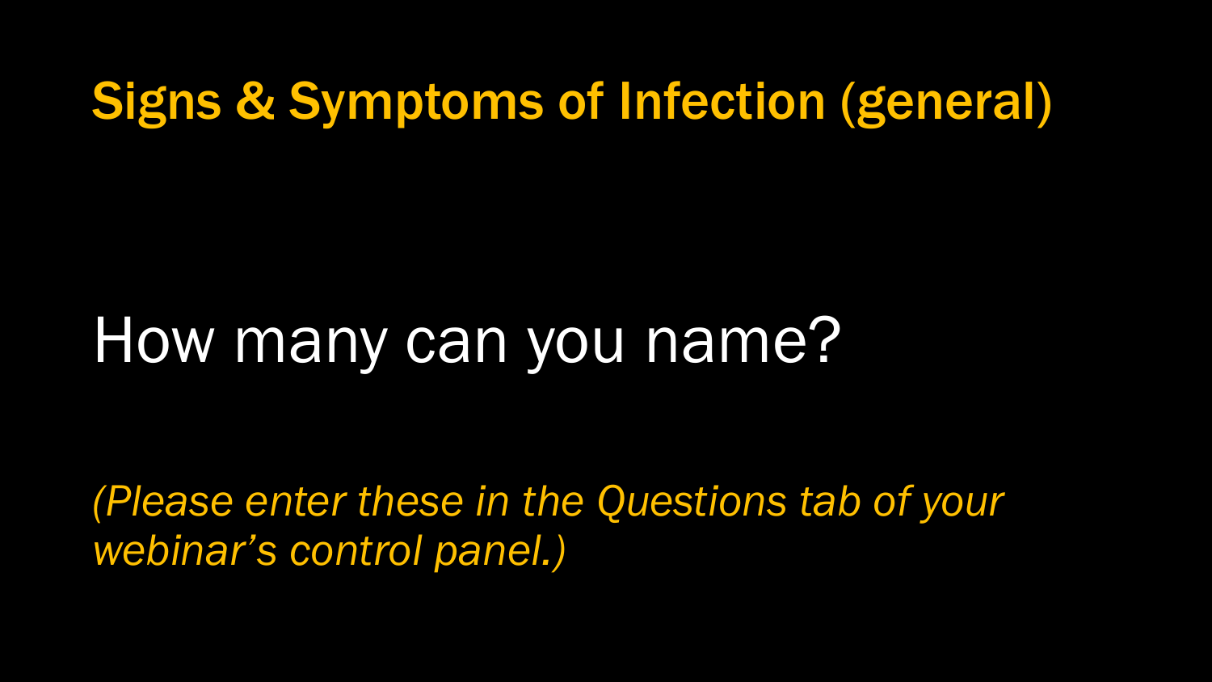# Signs & Symptoms of Infection (general)

How many can you name?

*(Please enter these in the Questions tab of your webinar's control panel.)*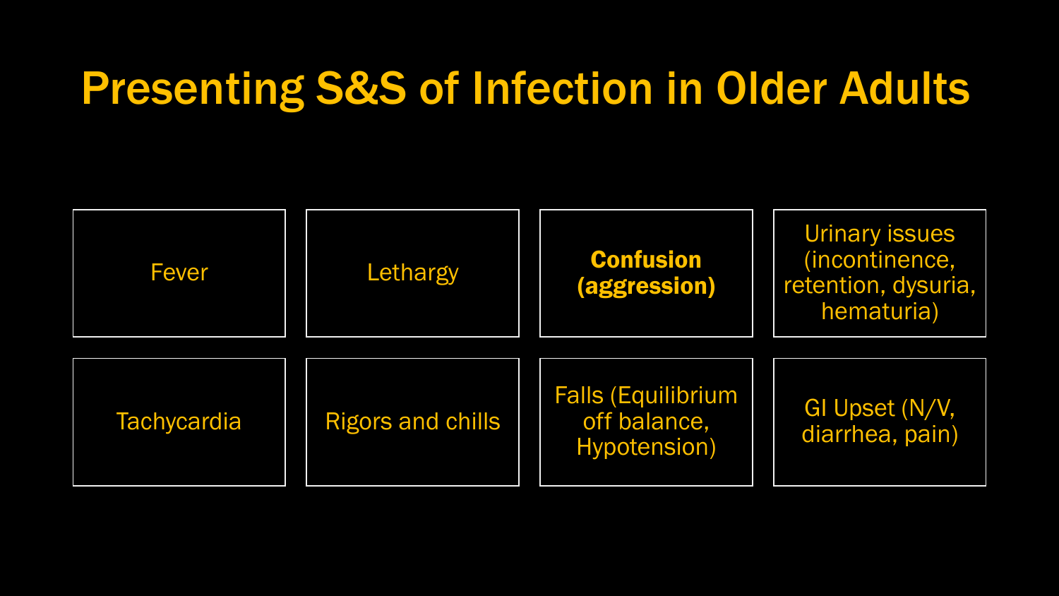# Presenting S&S of Infection in Older Adults

- Fever
- Lethargy
- **Confusion (aggression)**
- Urinary issues (incontinence, retention, dysuria, hematuria)
- Tachycardia
- Rigors and chills
- Falls (Equilibrium off balance, Hypotension)
- GI Upset (N/V, diarrhea, pain)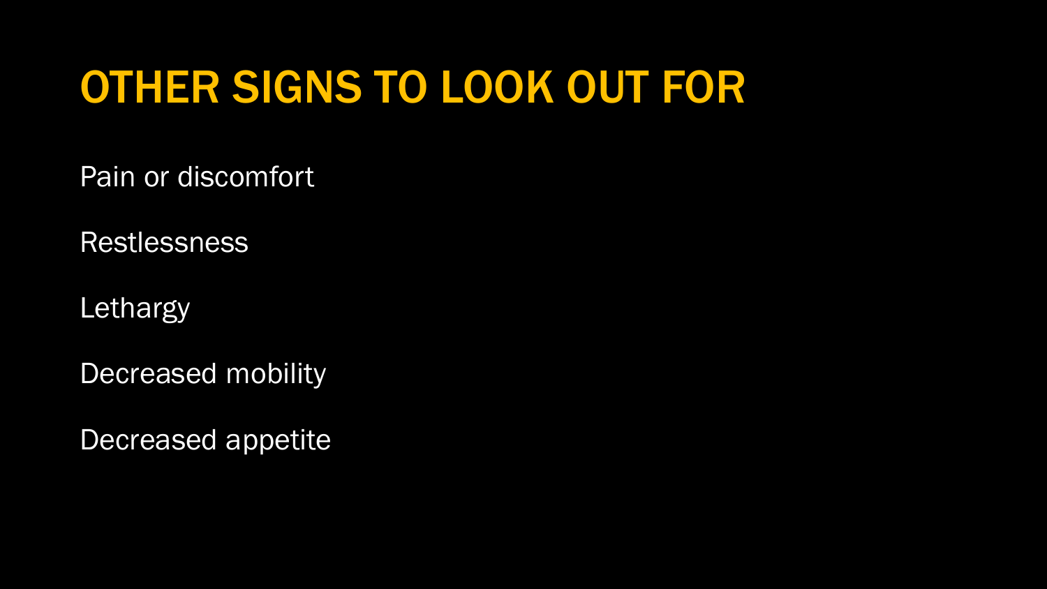# OTHER SIGNS TO LOOK OUT FOR

Pain or discomfort

Restlessness

Lethargy

Decreased mobility

Decreased appetite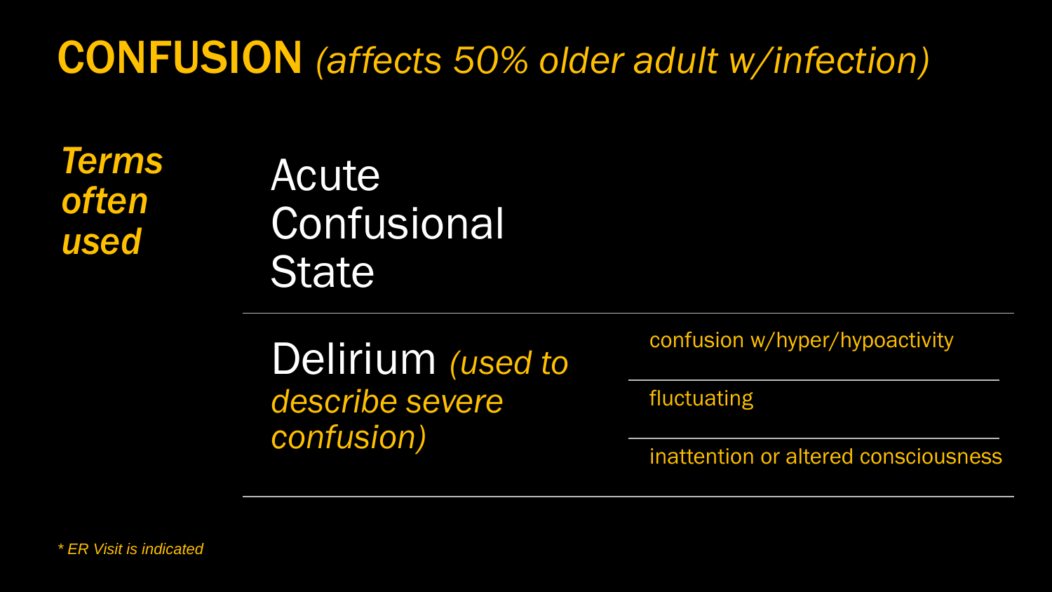# CONFUSION *(affects 50% older adult w/infection)*

***Terms often used***

Acute Confusional State

Delirium *(used to describe severe confusion)*

- confusion w/hyper/hypoactivity
- fluctuating
- inattention or altered consciousness

*\* ER Visit is indicated*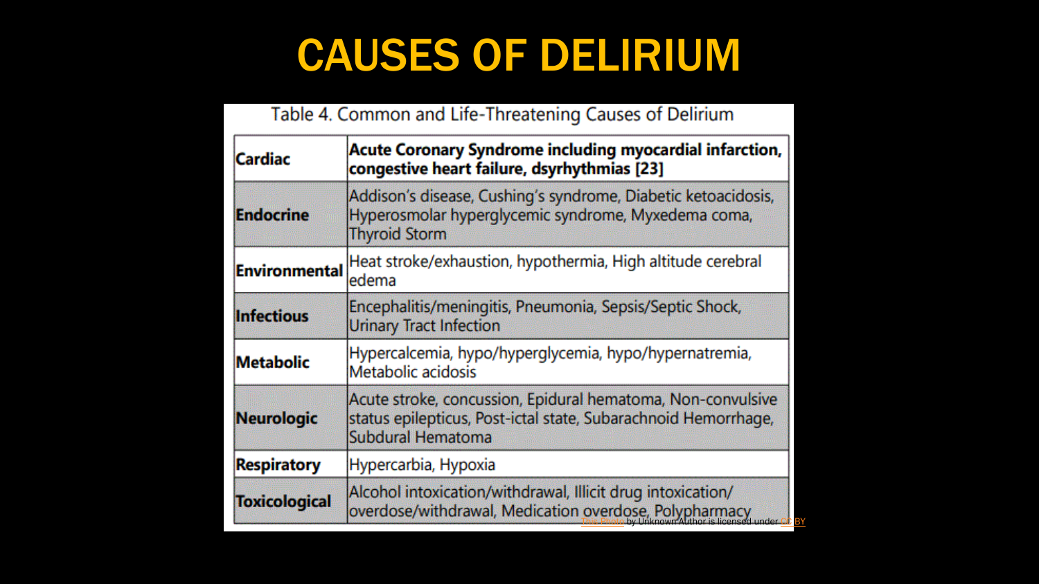# CAUSES OF DELIRIUM

Table 4. Common and Life-Threatening Causes of Delirium

| | |
|---|---|
| **Cardiac** | **Acute Coronary Syndrome including myocardial infarction, congestive heart failure, dsyrhythmias [23]** |
| **Endocrine** | Addison's disease, Cushing's syndrome, Diabetic ketoacidosis, Hyperosmolar hyperglycemic syndrome, Myxedema coma, Thyroid Storm |
| **Environmental** | Heat stroke/exhaustion, hypothermia, High altitude cerebral edema |
| **Infectious** | Encephalitis/meningitis, Pneumonia, Sepsis/Septic Shock, Urinary Tract Infection |
| **Metabolic** | Hypercalcemia, hypo/hyperglycemia, hypo/hypernatremia, Metabolic acidosis |
| **Neurologic** | Acute stroke, concussion, Epidural hematoma, Non-convulsive status epilepticus, Post-ictal state, Subarachnoid Hemorrhage, Subdural Hematoma |
| **Respiratory** | Hypercarbia, Hypoxia |
| **Toxicological** | Alcohol intoxication/withdrawal, Illicit drug intoxication/ overdose/withdrawal, Medication overdose, Polypharmacy |

This Photo by Unknown Author is licensed under CC BY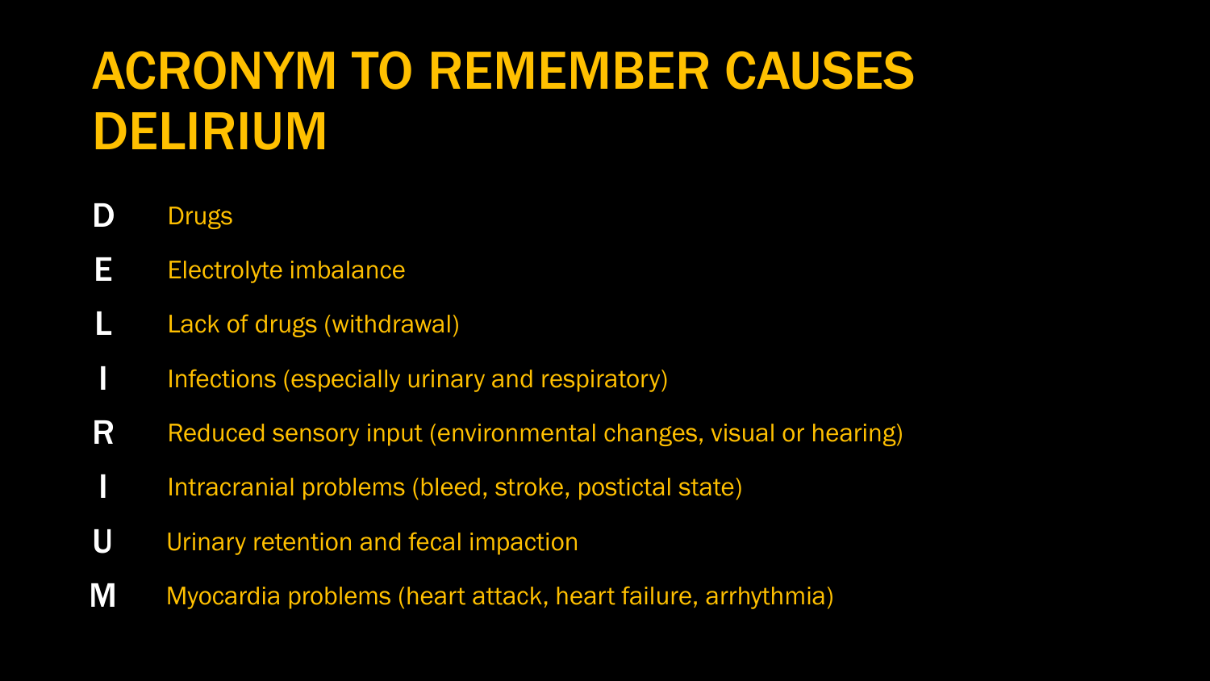# ACRONYM TO REMEMBER CAUSES DELIRIUM

- **D** Drugs
- **E** Electrolyte imbalance
- **L** Lack of drugs (withdrawal)
- **I** Infections (especially urinary and respiratory)
- **R** Reduced sensory input (environmental changes, visual or hearing)
- **I** Intracranial problems (bleed, stroke, postictal state)
- **U** Urinary retention and fecal impaction
- **M** Myocardia problems (heart attack, heart failure, arrhythmia)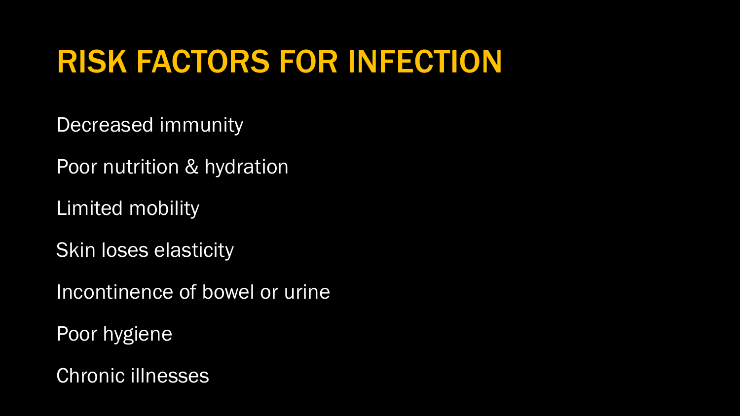# RISK FACTORS FOR INFECTION

Decreased immunity

Poor nutrition & hydration

Limited mobility

Skin loses elasticity

Incontinence of bowel or urine

Poor hygiene

Chronic illnesses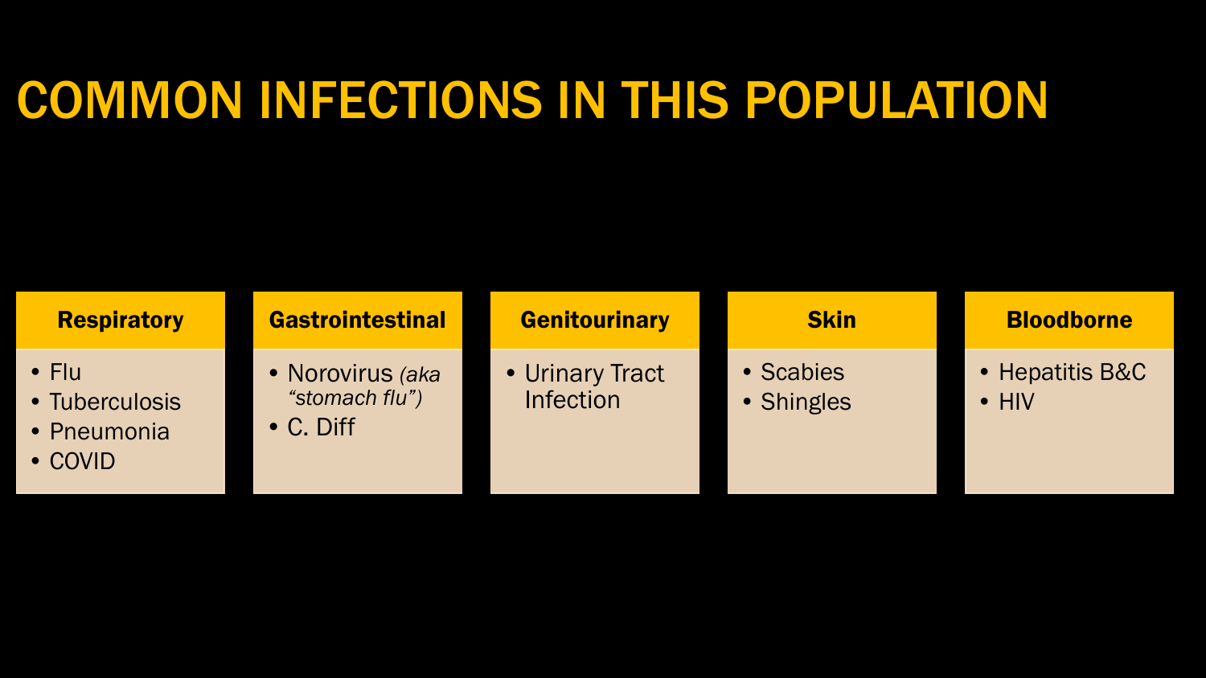# COMMON INFECTIONS IN THIS POPULATION

### Respiratory

- Flu
- Tuberculosis
- Pneumonia
- COVID

### Gastrointestinal

- Norovirus *(aka "stomach flu")*
- C. Diff

### Genitourinary

- Urinary Tract Infection

### Skin

- Scabies
- Shingles

### Bloodborne

- Hepatitis B&C
- HIV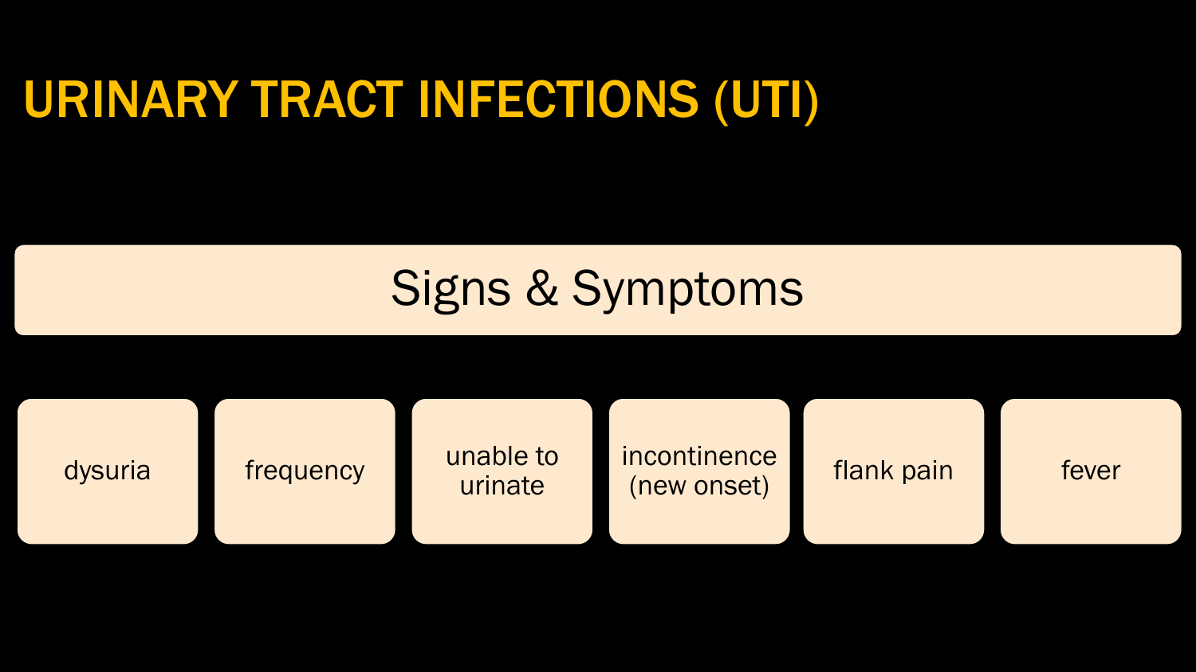# URINARY TRACT INFECTIONS (UTI)

## Signs & Symptoms

- dysuria
- frequency
- unable to urinate
- incontinence (new onset)
- flank pain
- fever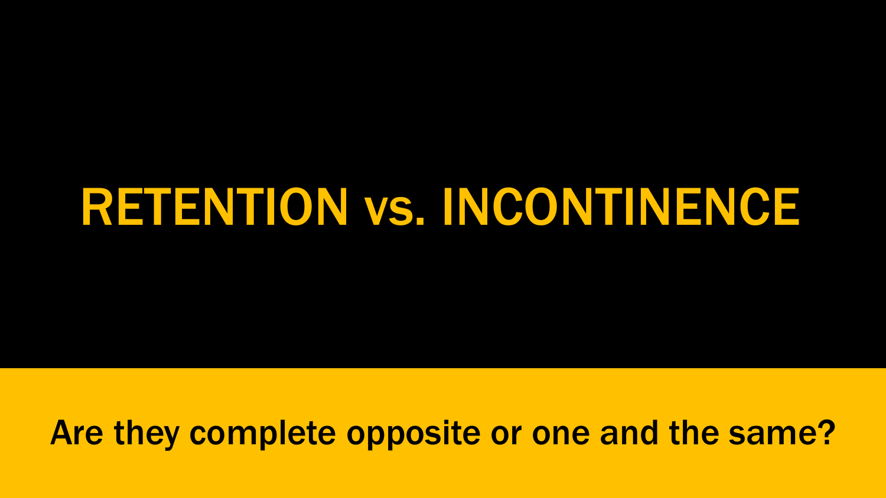# RETENTION vs. INCONTINENCE

Are they complete opposite or one and the same?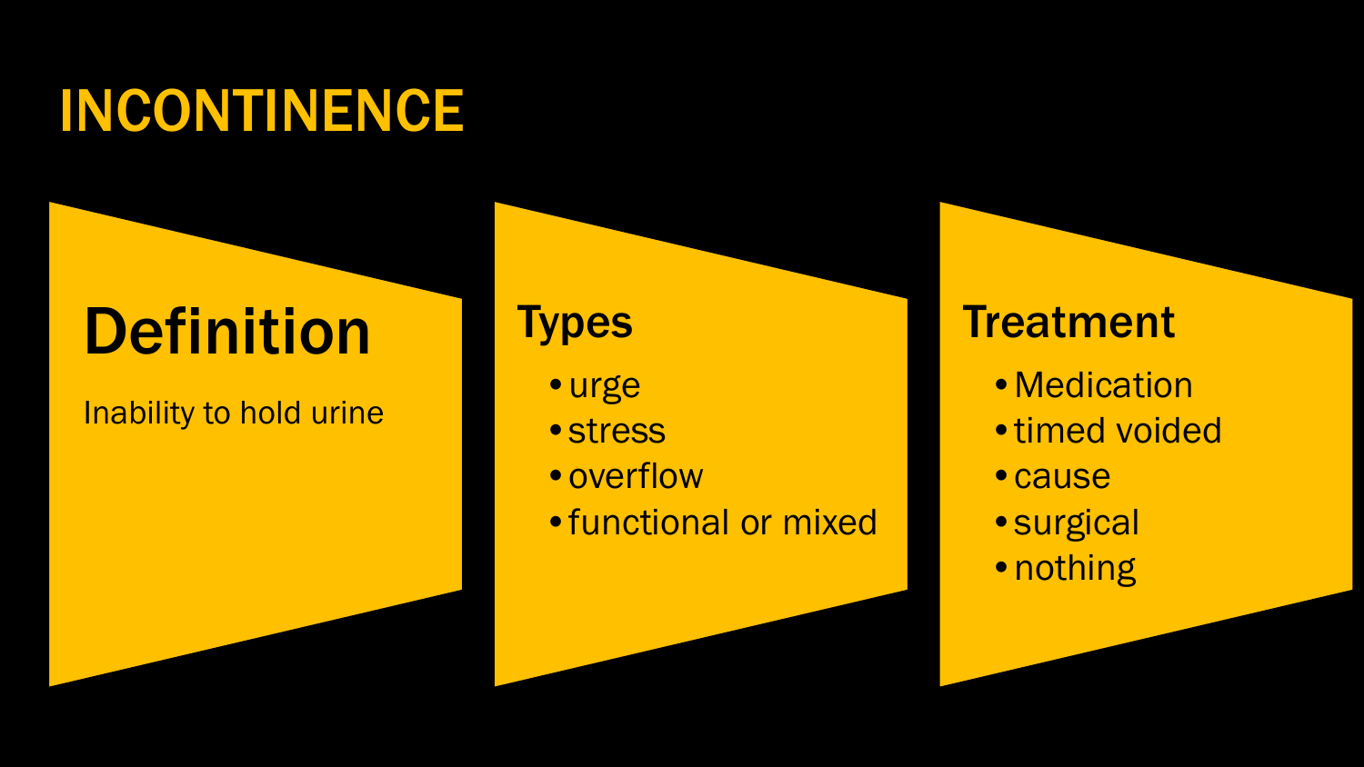# INCONTINENCE

## Definition

Inability to hold urine

## Types

- urge
- stress
- overflow
- functional or mixed

## Treatment

- Medication
- timed voided
- cause
- surgical
- nothing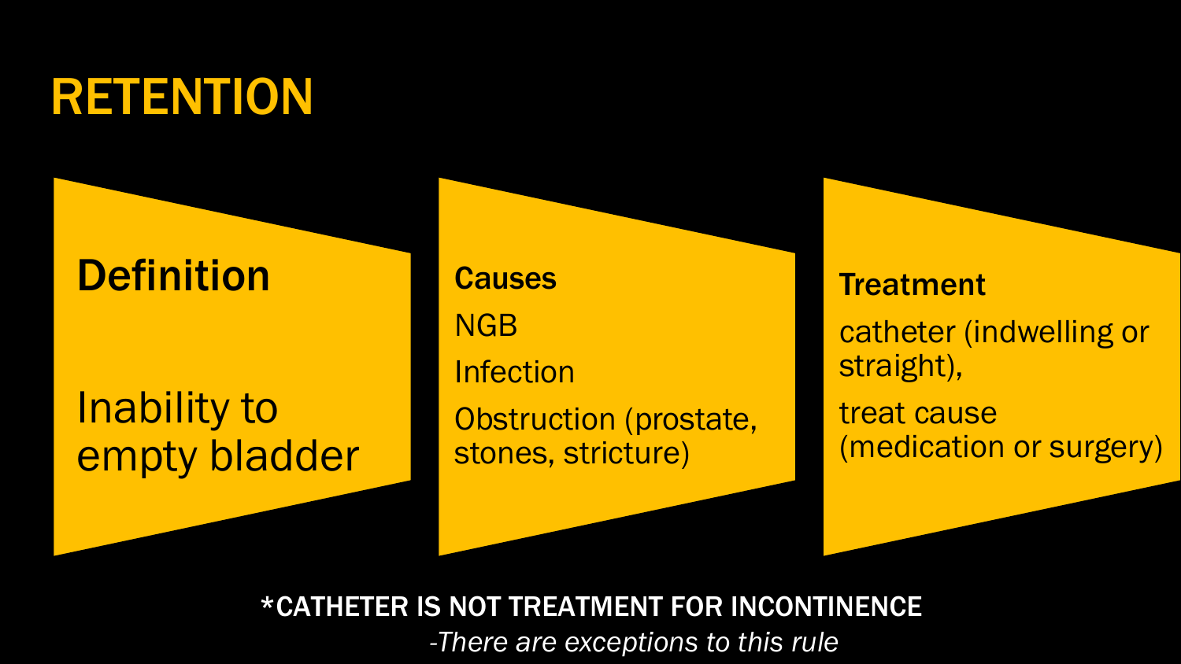# RETENTION

### Definition

Inability to empty bladder

### Causes

- NGB
- Infection
- Obstruction (prostate, stones, stricture)

### Treatment

- catheter (indwelling or straight),
- treat cause (medication or surgery)

**\*CATHETER IS NOT TREATMENT FOR INCONTINENCE**

*-There are exceptions to this rule*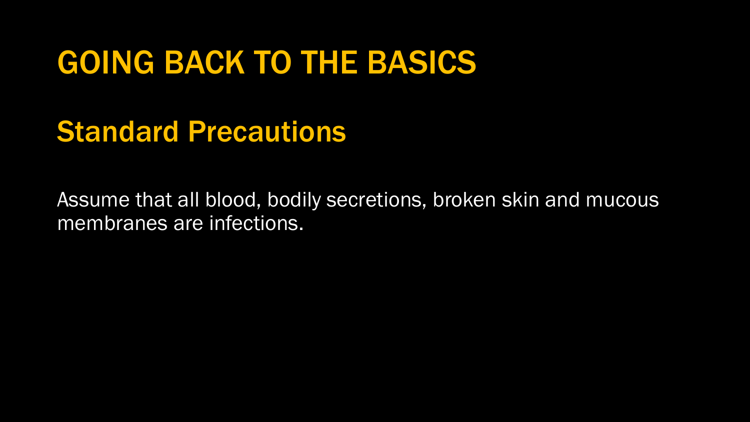# GOING BACK TO THE BASICS

## Standard Precautions

Assume that all blood, bodily secretions, broken skin and mucous membranes are infections.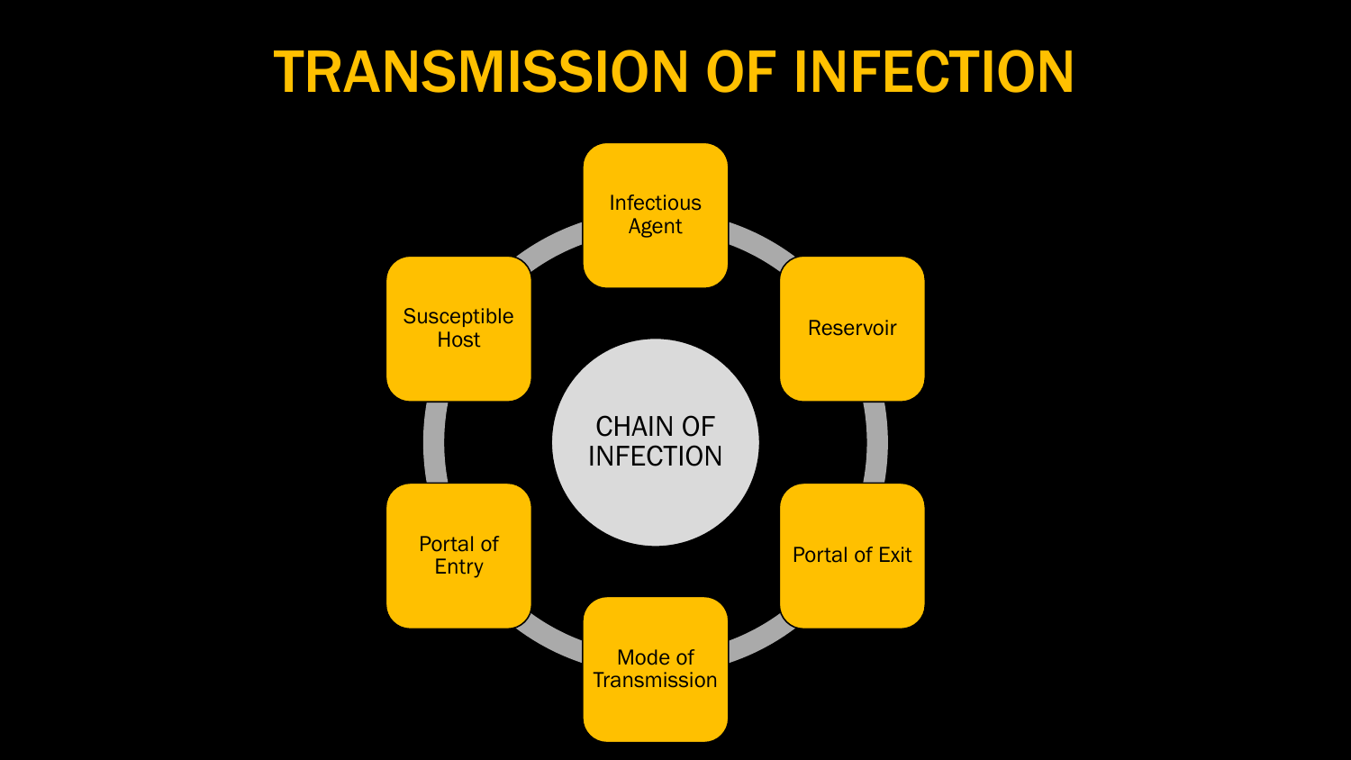# TRANSMISSION OF INFECTION

CHAIN OF INFECTION

- Infectious Agent
- Reservoir
- Portal of Exit
- Mode of Transmission
- Portal of Entry
- Susceptible Host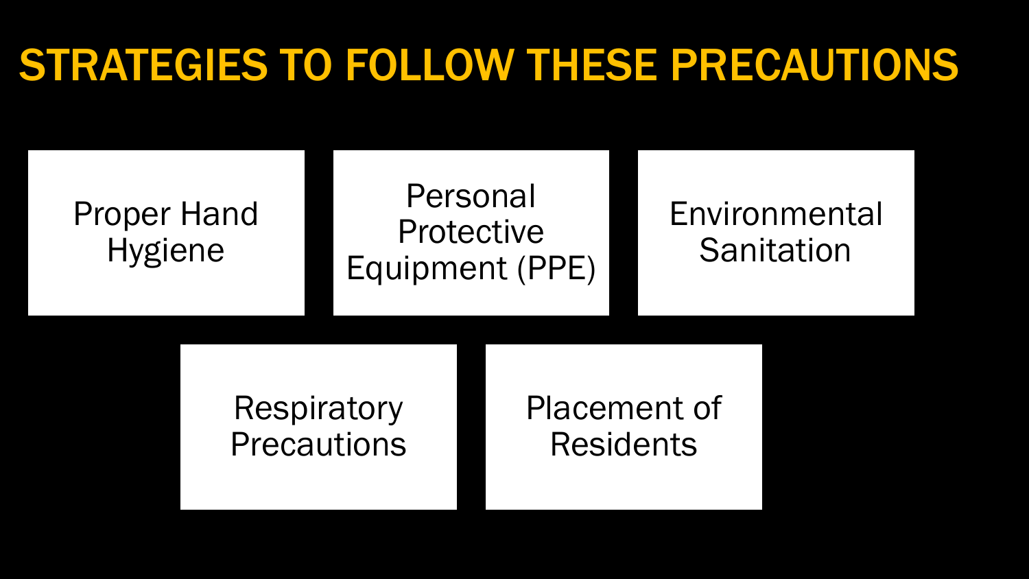# STRATEGIES TO FOLLOW THESE PRECAUTIONS

- Proper Hand Hygiene
- Personal Protective Equipment (PPE)
- Environmental Sanitation
- Respiratory Precautions
- Placement of Residents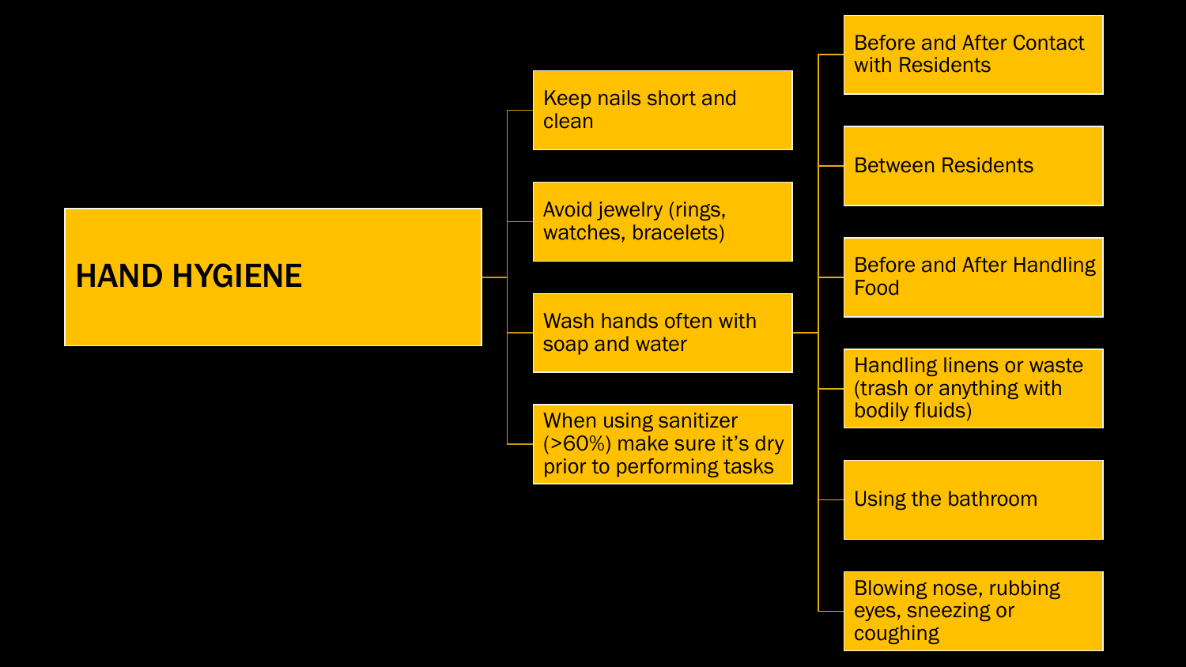# HAND HYGIENE

- Keep nails short and clean
- Avoid jewelry (rings, watches, bracelets)
- Wash hands often with soap and water
  - Before and After Contact with Residents
  - Between Residents
  - Before and After Handling Food
  - Handling linens or waste (trash or anything with bodily fluids)
  - Using the bathroom
  - Blowing nose, rubbing eyes, sneezing or coughing
- When using sanitizer (>60%) make sure it's dry prior to performing tasks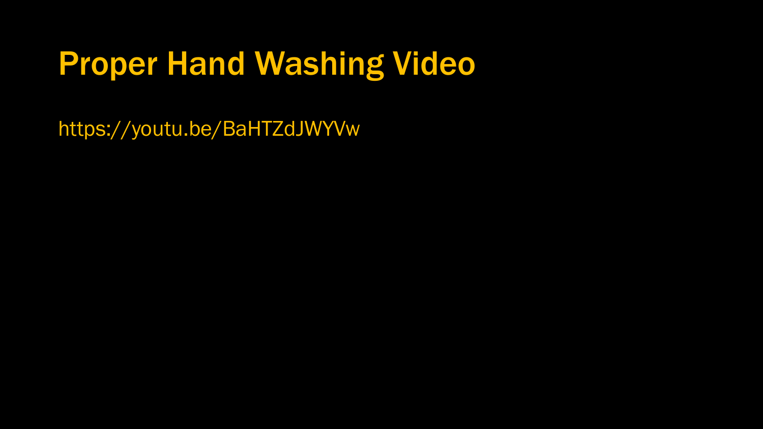# Proper Hand Washing Video

https://youtu.be/BaHTZdJWYVw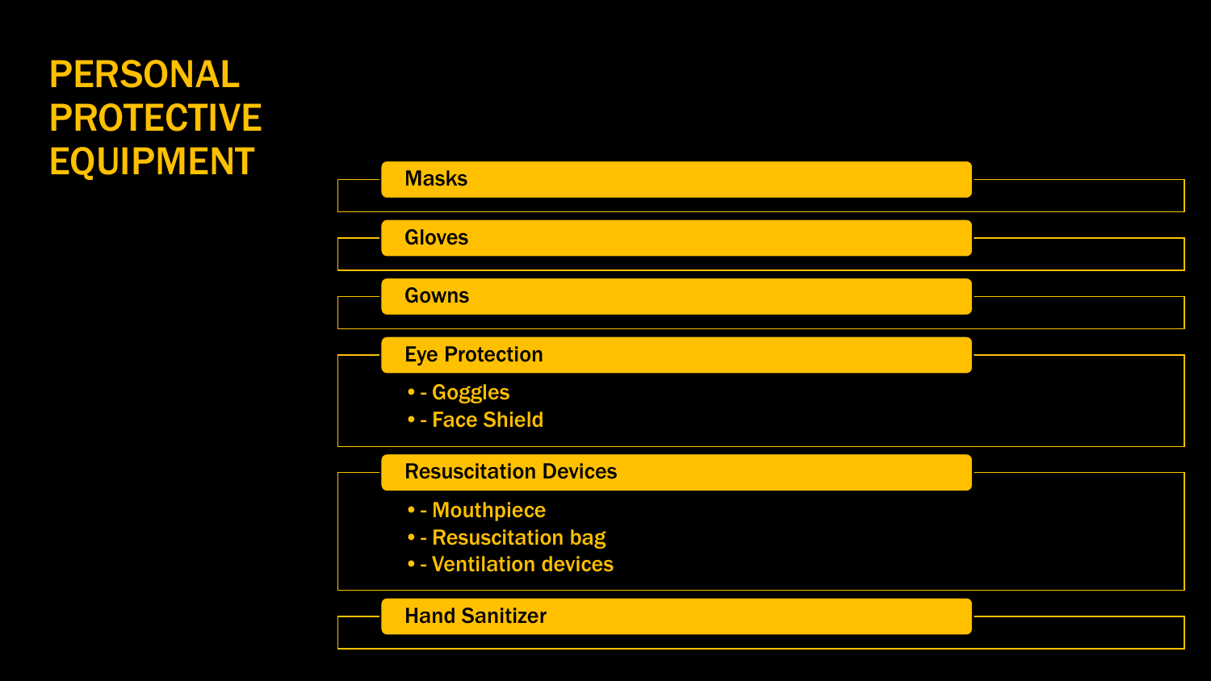# PERSONAL PROTECTIVE EQUIPMENT

## Masks

## Gloves

## Gowns

## Eye Protection

- - Goggles
- - Face Shield

## Resuscitation Devices

- - Mouthpiece
- - Resuscitation bag
- - Ventilation devices

## Hand Sanitizer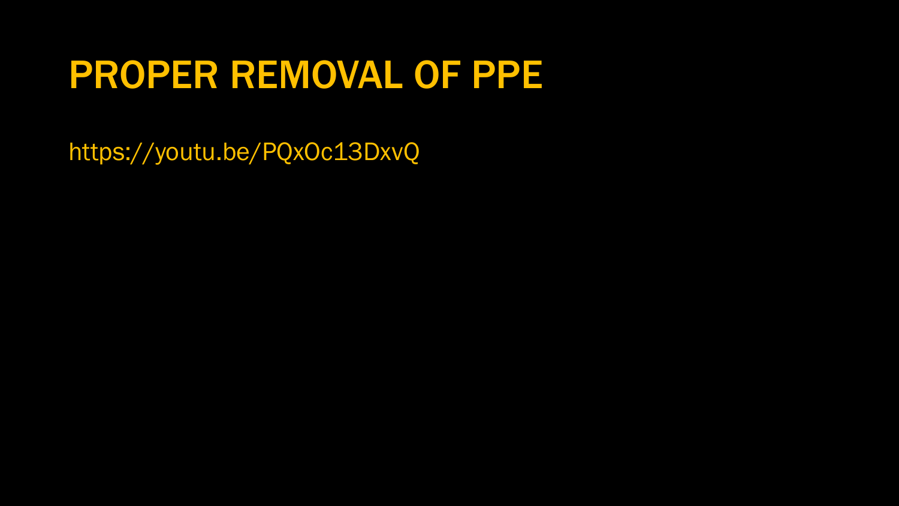# PROPER REMOVAL OF PPE

https://youtu.be/PQxOc13DxvQ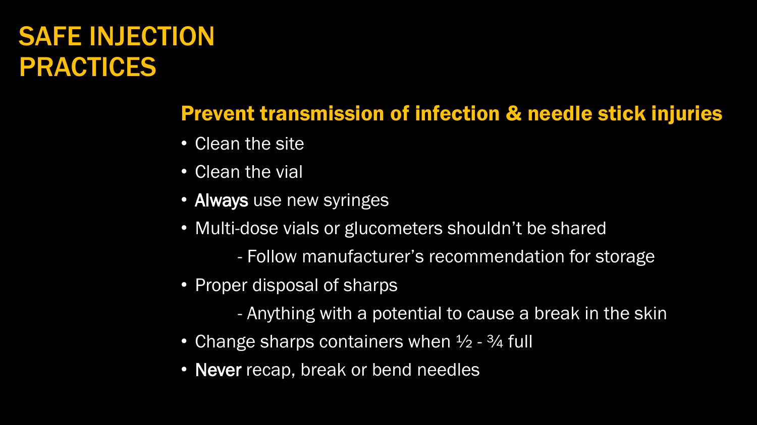# SAFE INJECTION PRACTICES

## Prevent transmission of infection & needle stick injuries

- Clean the site
- Clean the vial
- **Always** use new syringes
- Multi-dose vials or glucometers shouldn't be shared
  - Follow manufacturer's recommendation for storage
- Proper disposal of sharps
  - Anything with a potential to cause a break in the skin
- Change sharps containers when ½ - ¾ full
- **Never** recap, break or bend needles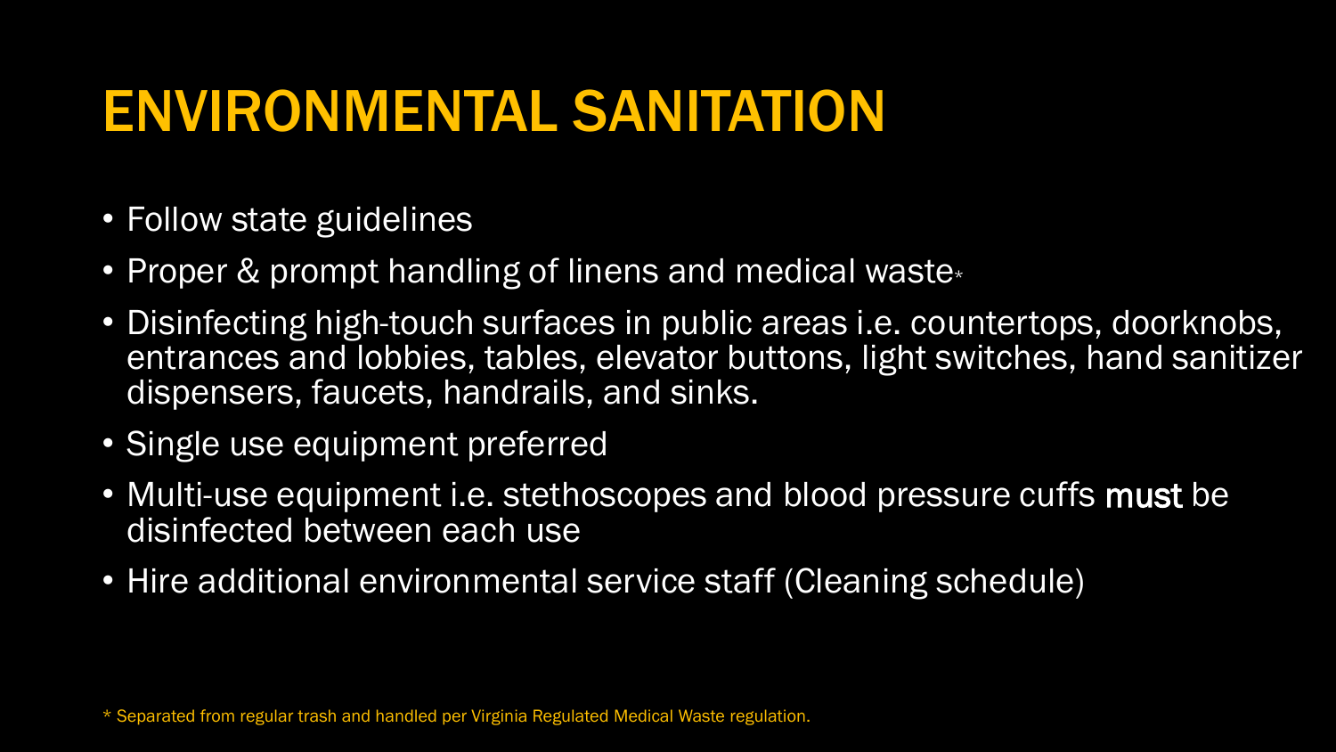# ENVIRONMENTAL SANITATION

- Follow state guidelines
- Proper & prompt handling of linens and medical waste*
- Disinfecting high-touch surfaces in public areas i.e. countertops, doorknobs, entrances and lobbies, tables, elevator buttons, light switches, hand sanitizer dispensers, faucets, handrails, and sinks.
- Single use equipment preferred
- Multi-use equipment i.e. stethoscopes and blood pressure cuffs **must** be disinfected between each use
- Hire additional environmental service staff (Cleaning schedule)

* Separated from regular trash and handled per Virginia Regulated Medical Waste regulation.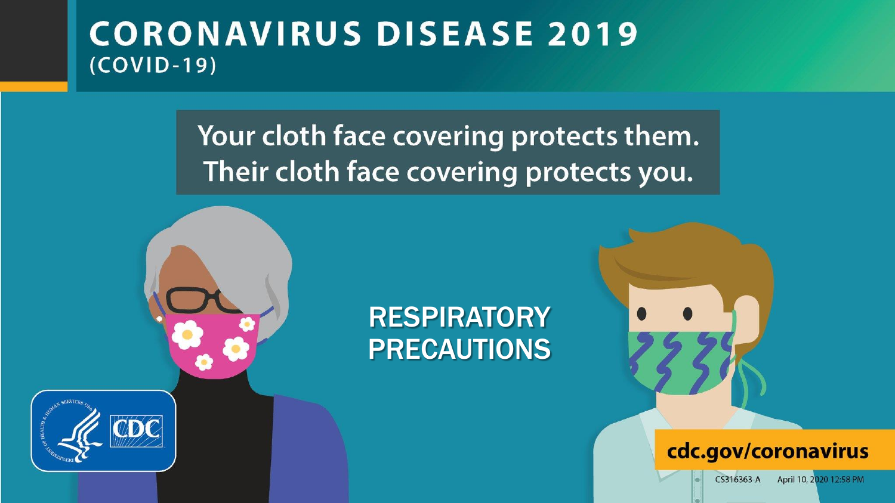# CORONAVIRUS DISEASE 2019
(COVID-19)

## Your cloth face covering protects them. Their cloth face covering protects you.

**RESPIRATORY PRECAUTIONS**

cdc.gov/coronavirus

CS316363-A April 10, 2020 12:58 PM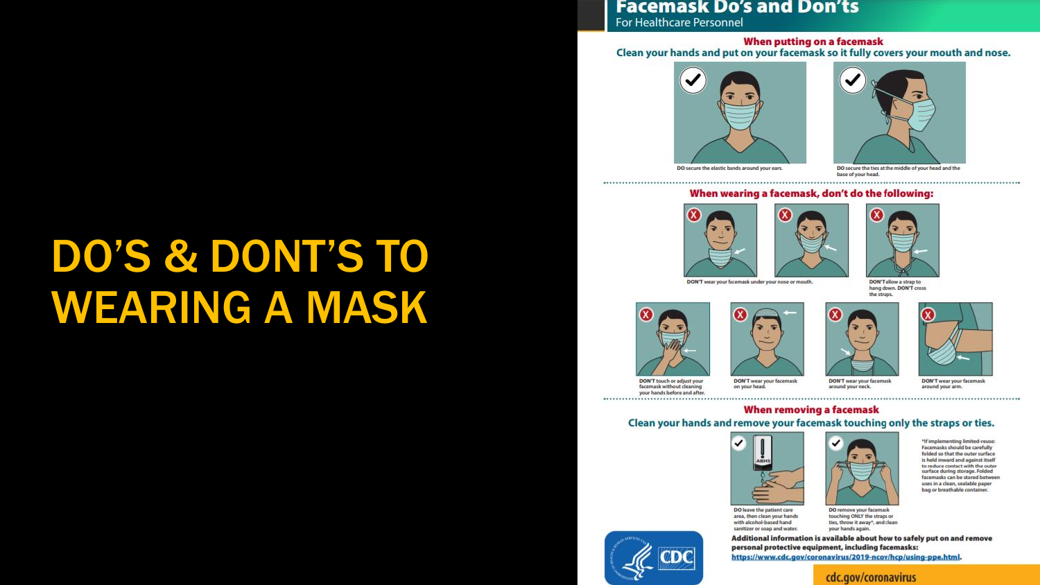# DO'S & DONT'S TO WEARING A MASK

## Facemask Do's and Don'ts

For Healthcare Personnel

### When putting on a facemask

**Clean your hands and put on your facemask so it fully covers your mouth and nose.**

- **DO** secure the elastic bands around your ears.
- **DO** secure the ties at the middle of your head and the base of your head.

### When wearing a facemask, don't do the following:

- **DON'T** wear your facemask under your nose or mouth.
- **DON'T** allow a strap to hang down. **DON'T** cross the straps.
- **DON'T** touch or adjust your facemask without cleaning your hands before and after.
- **DON'T** wear your facemask on your head.
- **DON'T** wear your facemask around your neck.
- **DON'T** wear your facemask around your arm.

### When removing a facemask

**Clean your hands and remove your facemask touching only the straps or ties.**

- **DO** leave the patient care area, then clean your hands with alcohol-based hand sanitizer or soap and water.
- **DO** remove your facemask touching ONLY the straps or ties, throw it away*, and clean your hands again.

*If implementing limited-reuse: Facemasks should be carefully folded so that the outer surface is held inward and against itself to reduce contact with the outer surface during storage. Folded facemasks can be stored between uses in a clean, sealable paper bag or breathable container.

**Additional information is available about how to safely put on and remove personal protective equipment, including facemasks:** https://www.cdc.gov/coronavirus/2019-ncov/hcp/using-ppe.html.

CDC

cdc.gov/coronavirus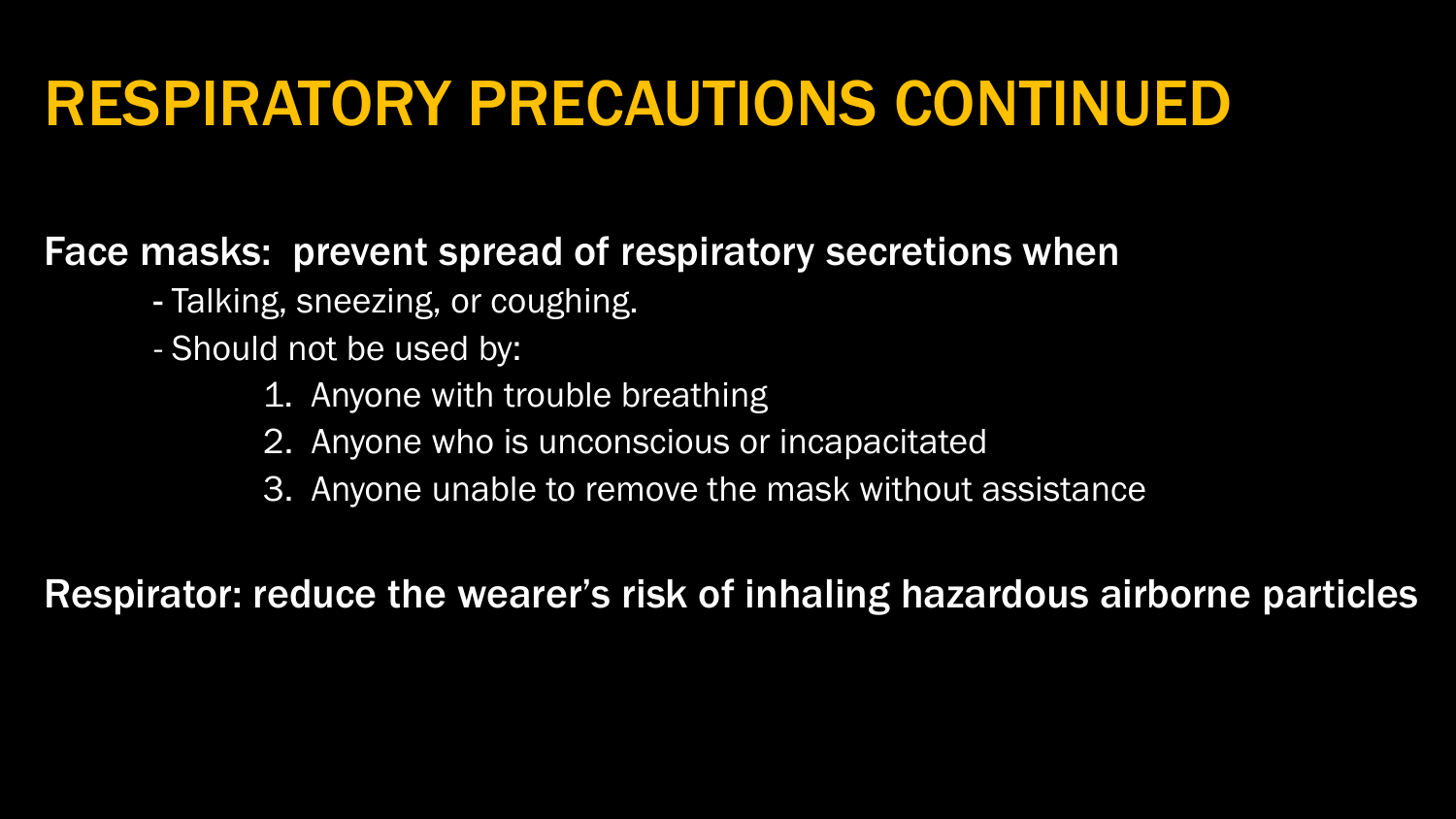# RESPIRATORY PRECAUTIONS CONTINUED

**Face masks: prevent spread of respiratory secretions when**

- Talking, sneezing, or coughing.
- Should not be used by:
  1. Anyone with trouble breathing
  2. Anyone who is unconscious or incapacitated
  3. Anyone unable to remove the mask without assistance

**Respirator: reduce the wearer's risk of inhaling hazardous airborne particles**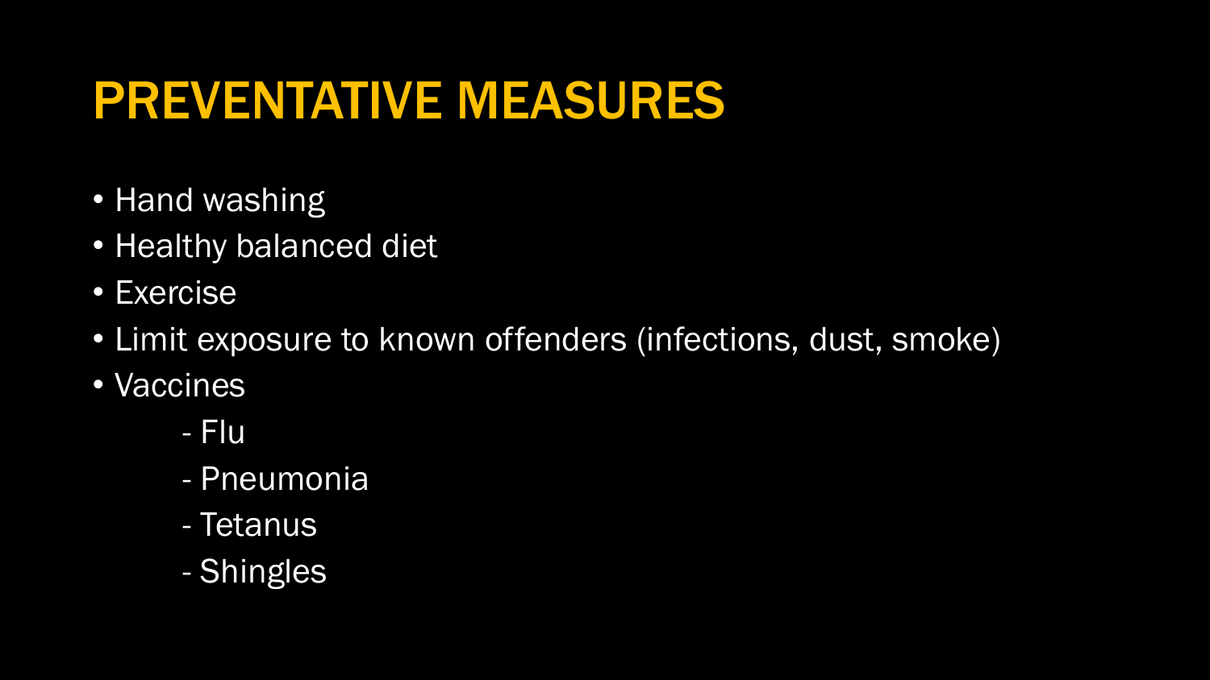# PREVENTATIVE MEASURES

- Hand washing
- Healthy balanced diet
- Exercise
- Limit exposure to known offenders (infections, dust, smoke)
- Vaccines
    - Flu
    - Pneumonia
    - Tetanus
    - Shingles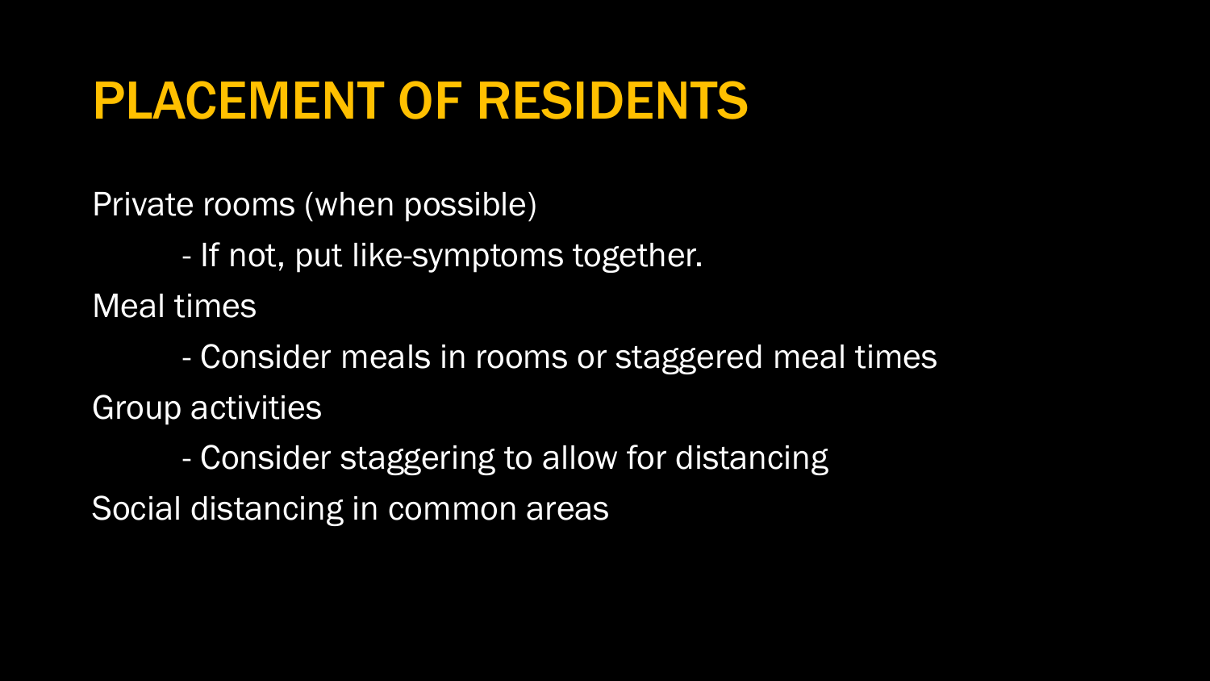# PLACEMENT OF RESIDENTS

Private rooms (when possible)

- If not, put like-symptoms together.

Meal times

- Consider meals in rooms or staggered meal times

Group activities

- Consider staggering to allow for distancing

Social distancing in common areas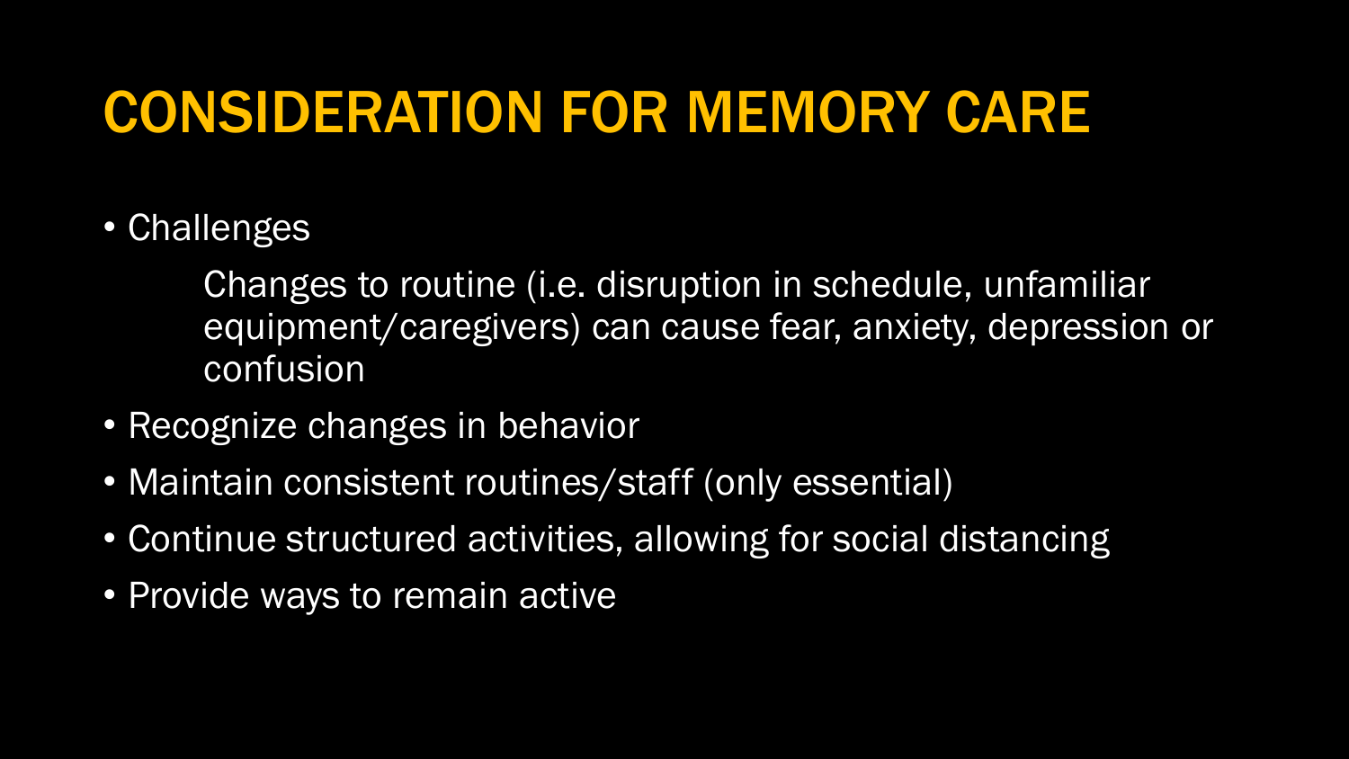# CONSIDERATION FOR MEMORY CARE

- Challenges

  Changes to routine (i.e. disruption in schedule, unfamiliar equipment/caregivers) can cause fear, anxiety, depression or confusion

- Recognize changes in behavior
- Maintain consistent routines/staff (only essential)
- Continue structured activities, allowing for social distancing
- Provide ways to remain active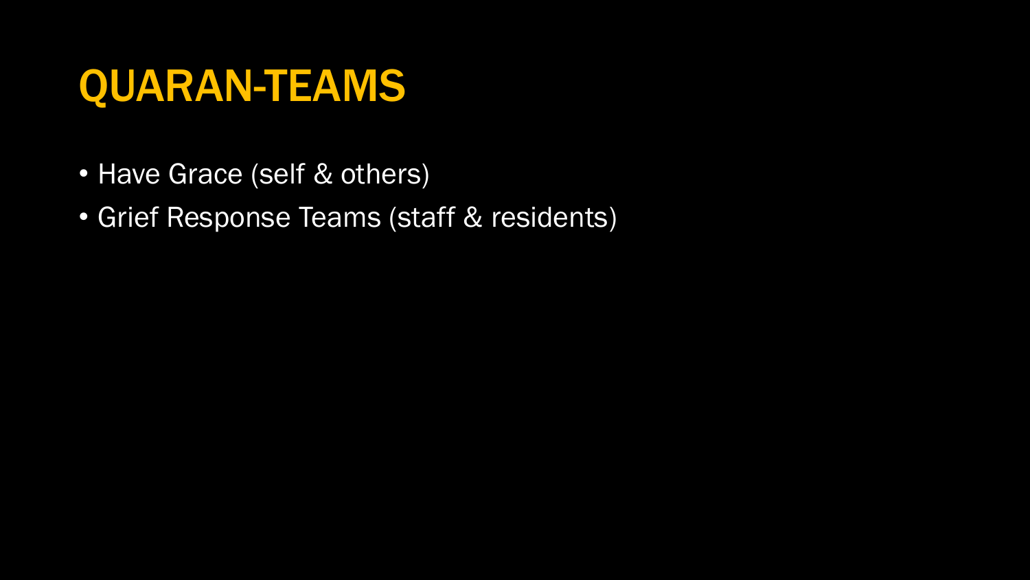# QUARAN-TEAMS

- Have Grace (self & others)
- Grief Response Teams (staff & residents)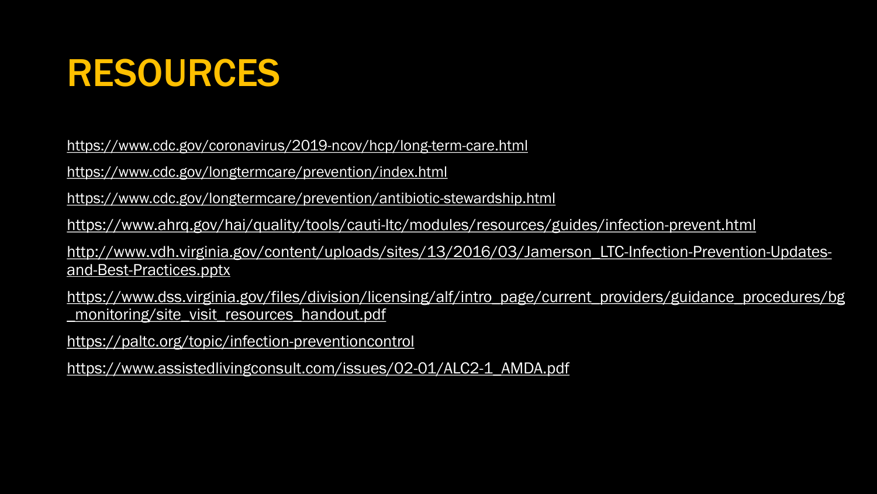# RESOURCES

https://www.cdc.gov/coronavirus/2019-ncov/hcp/long-term-care.html

https://www.cdc.gov/longtermcare/prevention/index.html

https://www.cdc.gov/longtermcare/prevention/antibiotic-stewardship.html

https://www.ahrq.gov/hai/quality/tools/cauti-ltc/modules/resources/guides/infection-prevent.html

http://www.vdh.virginia.gov/content/uploads/sites/13/2016/03/Jamerson_LTC-Infection-Prevention-Updates-and-Best-Practices.pptx

https://www.dss.virginia.gov/files/division/licensing/alf/intro_page/current_providers/guidance_procedures/bg_monitoring/site_visit_resources_handout.pdf

https://paltc.org/topic/infection-preventioncontrol

https://www.assistedlivingconsult.com/issues/02-01/ALC2-1_AMDA.pdf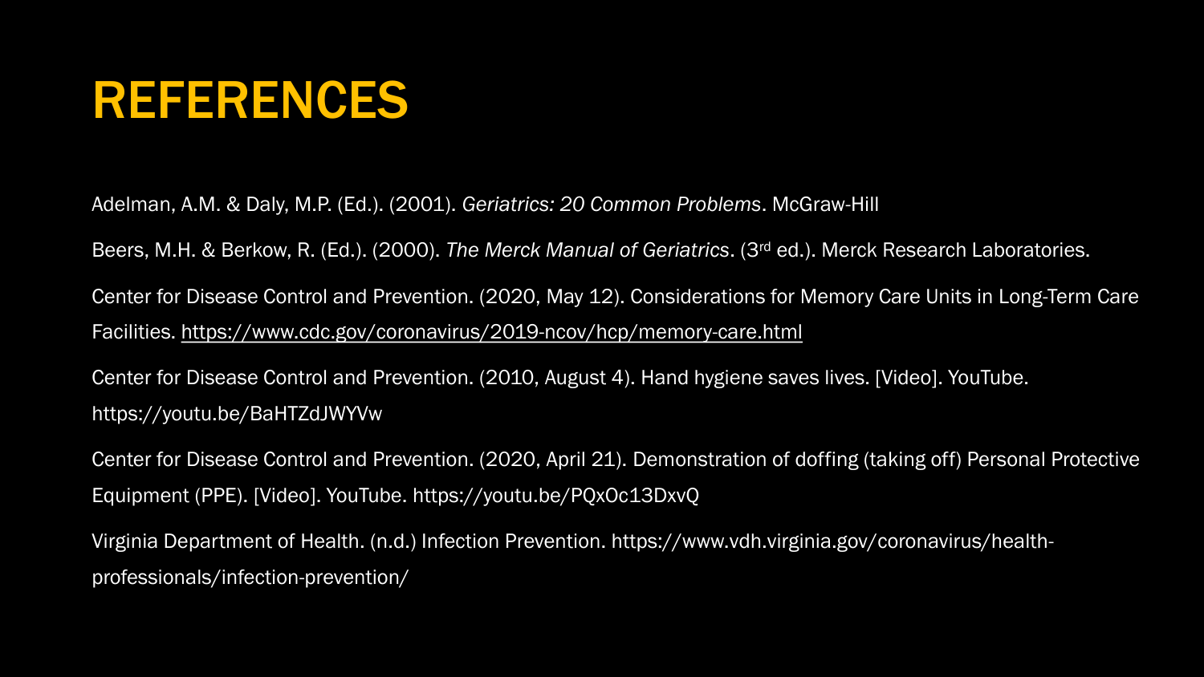# REFERENCES

Adelman, A.M. & Daly, M.P. (Ed.). (2001). *Geriatrics: 20 Common Problems*. McGraw-Hill

Beers, M.H. & Berkow, R. (Ed.). (2000). *The Merck Manual of Geriatrics*. (3rd ed.). Merck Research Laboratories.

Center for Disease Control and Prevention. (2020, May 12). Considerations for Memory Care Units in Long-Term Care Facilities. https://www.cdc.gov/coronavirus/2019-ncov/hcp/memory-care.html

Center for Disease Control and Prevention. (2010, August 4). Hand hygiene saves lives. [Video]. YouTube. https://youtu.be/BaHTZdJWYVw

Center for Disease Control and Prevention. (2020, April 21). Demonstration of doffing (taking off) Personal Protective Equipment (PPE). [Video]. YouTube. https://youtu.be/PQxOc13DxvQ

Virginia Department of Health. (n.d.) Infection Prevention. https://www.vdh.virginia.gov/coronavirus/health-professionals/infection-prevention/